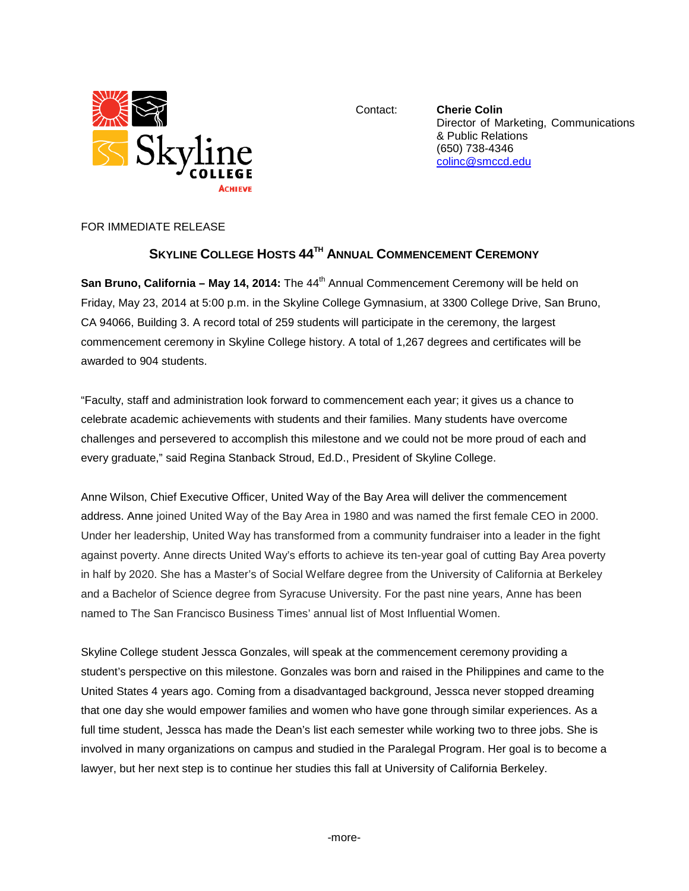Skyline College

ACHIEVE

Contact: **Cherie Colin**
Director of Marketing, Communications & Public Relations
(650) 738-4346
colinc@smccd.edu

FOR IMMEDIATE RELEASE

## SKYLINE COLLEGE HOSTS 44TH ANNUAL COMMENCEMENT CEREMONY

**San Bruno, California – May 14, 2014:** The 44th Annual Commencement Ceremony will be held on Friday, May 23, 2014 at 5:00 p.m. in the Skyline College Gymnasium, at 3300 College Drive, San Bruno, CA 94066, Building 3. A record total of 259 students will participate in the ceremony, the largest commencement ceremony in Skyline College history. A total of 1,267 degrees and certificates will be awarded to 904 students.

"Faculty, staff and administration look forward to commencement each year; it gives us a chance to celebrate academic achievements with students and their families. Many students have overcome challenges and persevered to accomplish this milestone and we could not be more proud of each and every graduate," said Regina Stanback Stroud, Ed.D., President of Skyline College.

Anne Wilson, Chief Executive Officer, United Way of the Bay Area will deliver the commencement address. Anne joined United Way of the Bay Area in 1980 and was named the first female CEO in 2000. Under her leadership, United Way has transformed from a community fundraiser into a leader in the fight against poverty. Anne directs United Way's efforts to achieve its ten-year goal of cutting Bay Area poverty in half by 2020. She has a Master's of Social Welfare degree from the University of California at Berkeley and a Bachelor of Science degree from Syracuse University. For the past nine years, Anne has been named to The San Francisco Business Times' annual list of Most Influential Women.

Skyline College student Jessca Gonzales, will speak at the commencement ceremony providing a student's perspective on this milestone. Gonzales was born and raised in the Philippines and came to the United States 4 years ago. Coming from a disadvantaged background, Jessca never stopped dreaming that one day she would empower families and women who have gone through similar experiences. As a full time student, Jessca has made the Dean's list each semester while working two to three jobs. She is involved in many organizations on campus and studied in the Paralegal Program. Her goal is to become a lawyer, but her next step is to continue her studies this fall at University of California Berkeley.

-more-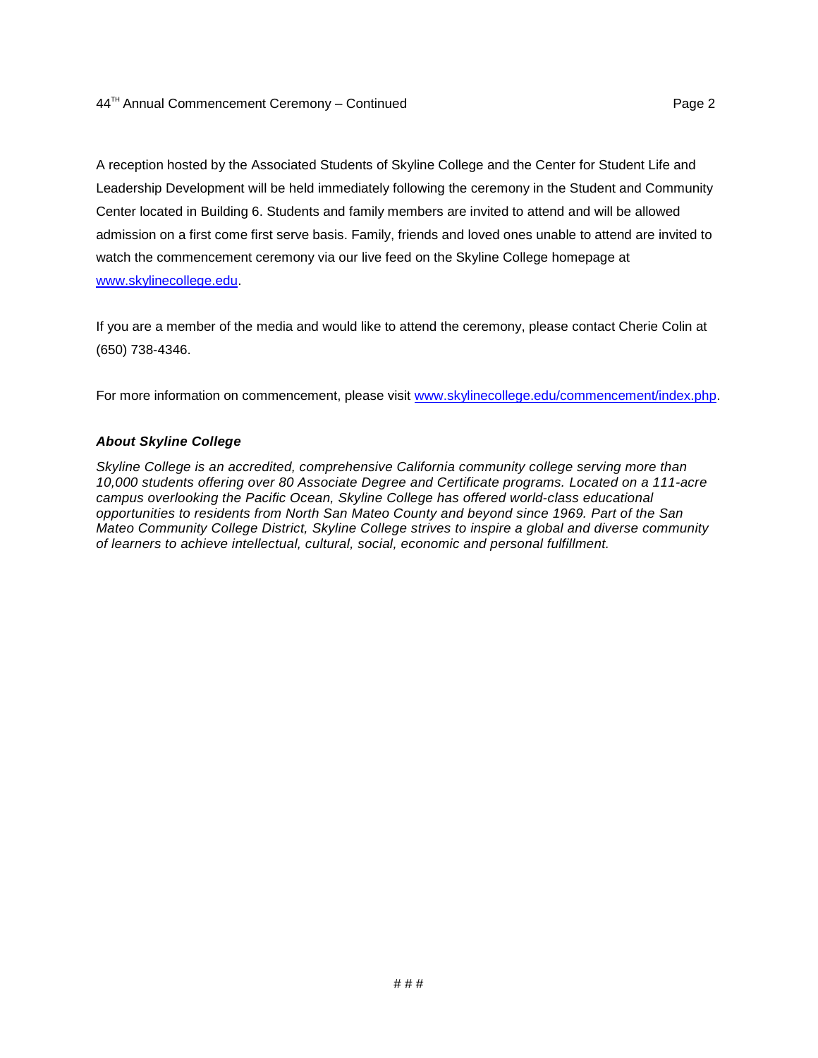A reception hosted by the Associated Students of Skyline College and the Center for Student Life and Leadership Development will be held immediately following the ceremony in the Student and Community Center located in Building 6. Students and family members are invited to attend and will be allowed admission on a first come first serve basis. Family, friends and loved ones unable to attend are invited to watch the commencement ceremony via our live feed on the Skyline College homepage at www.skylinecollege.edu.

If you are a member of the media and would like to attend the ceremony, please contact Cherie Colin at (650) 738-4346.

For more information on commencement, please visit www.skylinecollege.edu/commencement/index.php.

***About Skyline College***

*Skyline College is an accredited, comprehensive California community college serving more than 10,000 students offering over 80 Associate Degree and Certificate programs. Located on a 111-acre campus overlooking the Pacific Ocean, Skyline College has offered world-class educational opportunities to residents from North San Mateo County and beyond since 1969. Part of the San Mateo Community College District, Skyline College strives to inspire a global and diverse community of learners to achieve intellectual, cultural, social, economic and personal fulfillment.*

# # #